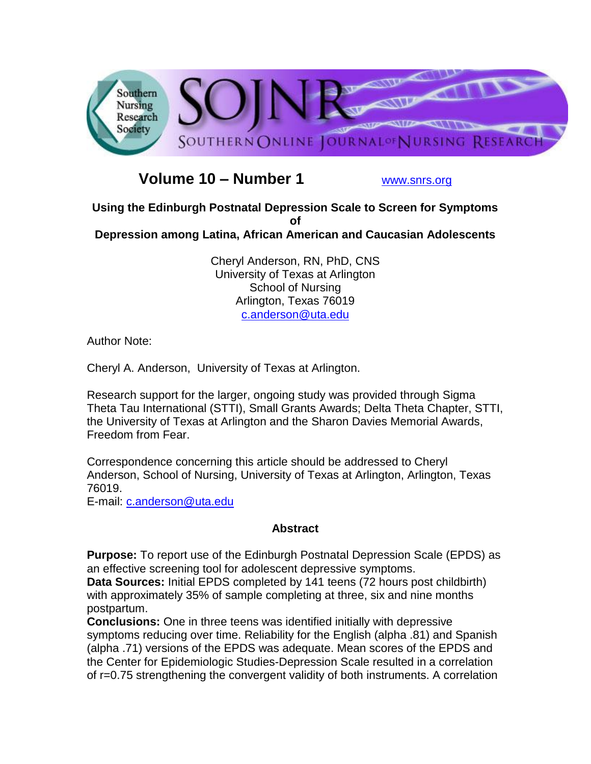Southern Nursing Research Society

# SOJNR – Southern Online Journal of Nursing Research

**Volume 10 – Number 1** www.snrs.org

## Using the Edinburgh Postnatal Depression Scale to Screen for Symptoms of Depression among Latina, African American and Caucasian Adolescents

Cheryl Anderson, RN, PhD, CNS
University of Texas at Arlington
School of Nursing
Arlington, Texas 76019
c.anderson@uta.edu

Author Note:

Cheryl A. Anderson, University of Texas at Arlington.

Research support for the larger, ongoing study was provided through Sigma Theta Tau International (STTI), Small Grants Awards; Delta Theta Chapter, STTI, the University of Texas at Arlington and the Sharon Davies Memorial Awards, Freedom from Fear.

Correspondence concerning this article should be addressed to Cheryl Anderson, School of Nursing, University of Texas at Arlington, Arlington, Texas 76019.
E-mail: c.anderson@uta.edu

### Abstract

**Purpose:** To report use of the Edinburgh Postnatal Depression Scale (EPDS) as an effective screening tool for adolescent depressive symptoms.
**Data Sources:** Initial EPDS completed by 141 teens (72 hours post childbirth) with approximately 35% of sample completing at three, six and nine months postpartum.
**Conclusions:** One in three teens was identified initially with depressive symptoms reducing over time. Reliability for the English (alpha .81) and Spanish (alpha .71) versions of the EPDS was adequate. Mean scores of the EPDS and the Center for Epidemiologic Studies-Depression Scale resulted in a correlation of r=0.75 strengthening the convergent validity of both instruments. A correlation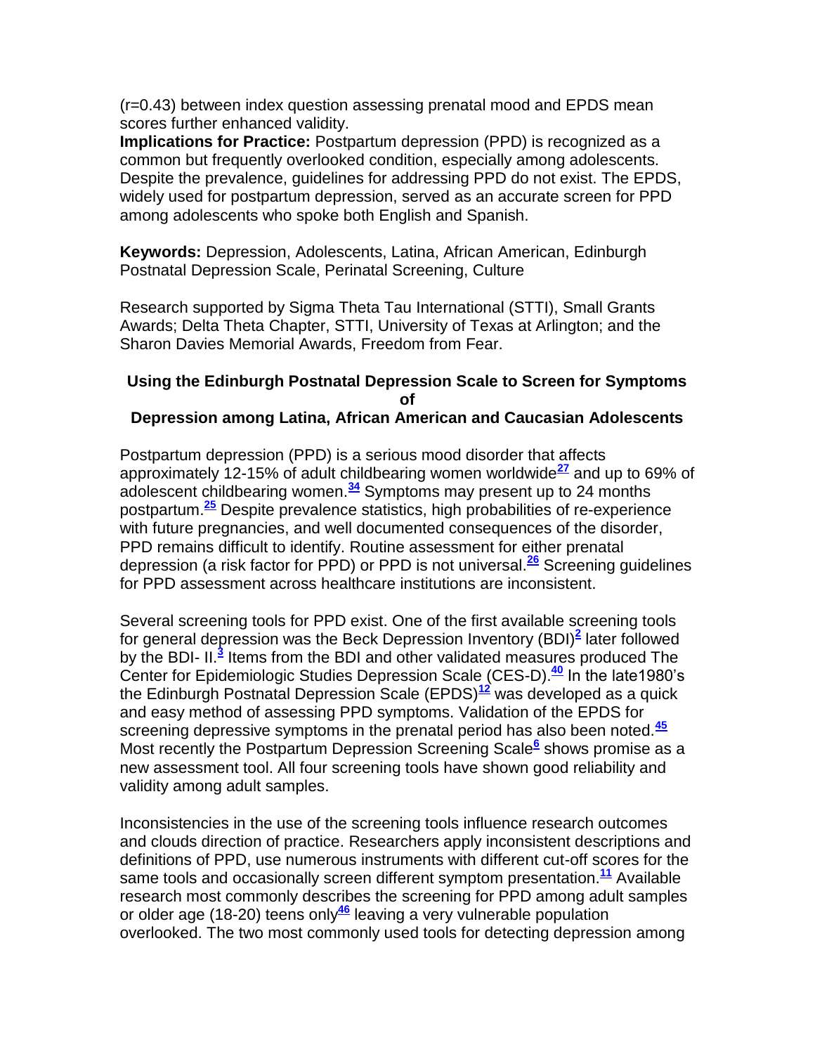(r=0.43) between index question assessing prenatal mood and EPDS mean scores further enhanced validity.

**Implications for Practice:** Postpartum depression (PPD) is recognized as a common but frequently overlooked condition, especially among adolescents. Despite the prevalence, guidelines for addressing PPD do not exist. The EPDS, widely used for postpartum depression, served as an accurate screen for PPD among adolescents who spoke both English and Spanish.

**Keywords:** Depression, Adolescents, Latina, African American, Edinburgh Postnatal Depression Scale, Perinatal Screening, Culture

Research supported by Sigma Theta Tau International (STTI), Small Grants Awards; Delta Theta Chapter, STTI, University of Texas at Arlington; and the Sharon Davies Memorial Awards, Freedom from Fear.

## Using the Edinburgh Postnatal Depression Scale to Screen for Symptoms of Depression among Latina, African American and Caucasian Adolescents

Postpartum depression (PPD) is a serious mood disorder that affects approximately 12-15% of adult childbearing women worldwide[27] and up to 69% of adolescent childbearing women.[34] Symptoms may present up to 24 months postpartum.[25] Despite prevalence statistics, high probabilities of re-experience with future pregnancies, and well documented consequences of the disorder, PPD remains difficult to identify. Routine assessment for either prenatal depression (a risk factor for PPD) or PPD is not universal.[26] Screening guidelines for PPD assessment across healthcare institutions are inconsistent.

Several screening tools for PPD exist. One of the first available screening tools for general depression was the Beck Depression Inventory (BDI)[2] later followed by the BDI- II.[3] Items from the BDI and other validated measures produced The Center for Epidemiologic Studies Depression Scale (CES-D).[40] In the late1980's the Edinburgh Postnatal Depression Scale (EPDS)[12] was developed as a quick and easy method of assessing PPD symptoms. Validation of the EPDS for screening depressive symptoms in the prenatal period has also been noted.[45] Most recently the Postpartum Depression Screening Scale[6] shows promise as a new assessment tool. All four screening tools have shown good reliability and validity among adult samples.

Inconsistencies in the use of the screening tools influence research outcomes and clouds direction of practice. Researchers apply inconsistent descriptions and definitions of PPD, use numerous instruments with different cut-off scores for the same tools and occasionally screen different symptom presentation.[11] Available research most commonly describes the screening for PPD among adult samples or older age (18-20) teens only[46] leaving a very vulnerable population overlooked. The two most commonly used tools for detecting depression among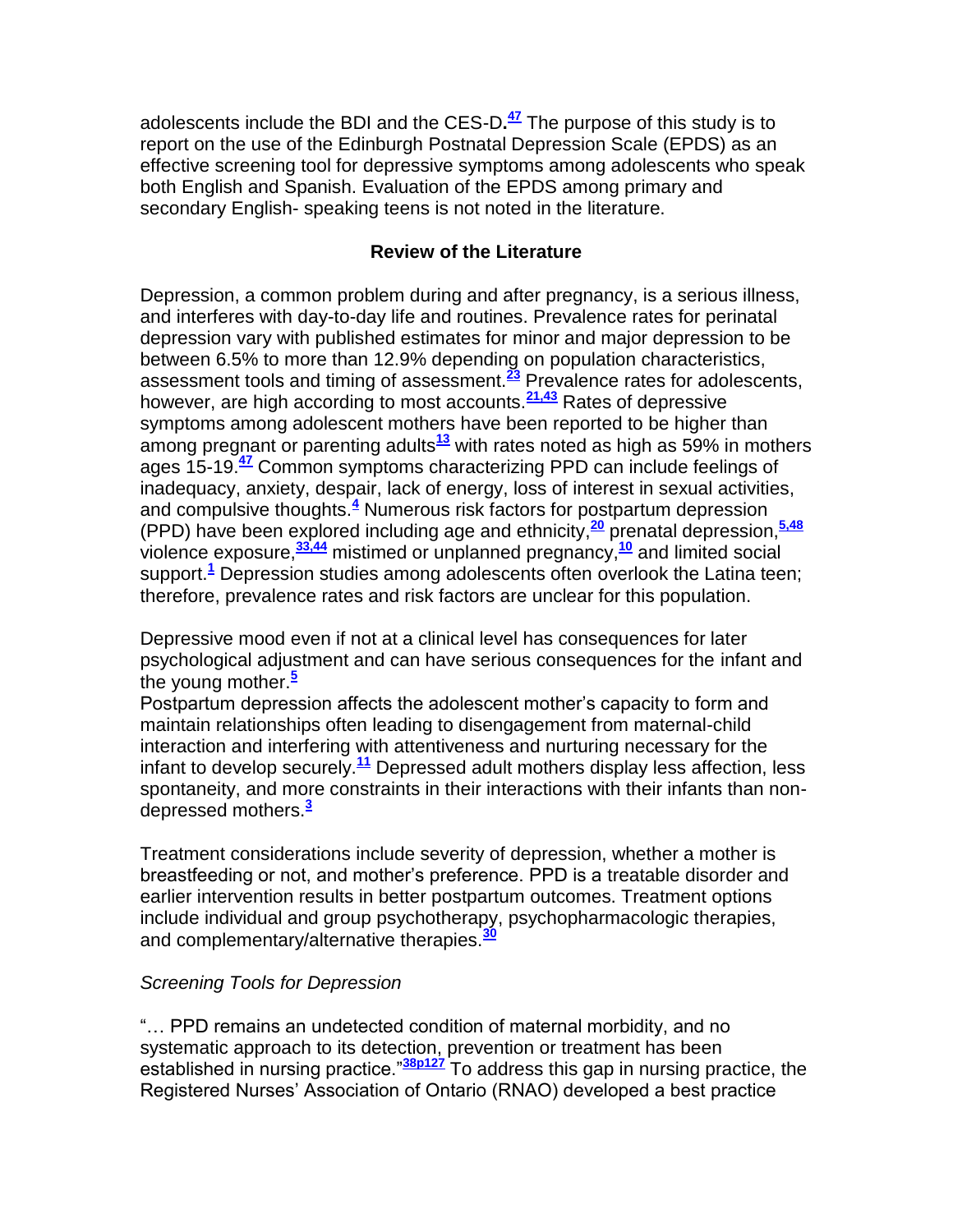adolescents include the BDI and the CES-D.[47] The purpose of this study is to report on the use of the Edinburgh Postnatal Depression Scale (EPDS) as an effective screening tool for depressive symptoms among adolescents who speak both English and Spanish. Evaluation of the EPDS among primary and secondary English- speaking teens is not noted in the literature.

## Review of the Literature

Depression, a common problem during and after pregnancy, is a serious illness, and interferes with day-to-day life and routines. Prevalence rates for perinatal depression vary with published estimates for minor and major depression to be between 6.5% to more than 12.9% depending on population characteristics, assessment tools and timing of assessment.[23] Prevalence rates for adolescents, however, are high according to most accounts.[21,43] Rates of depressive symptoms among adolescent mothers have been reported to be higher than among pregnant or parenting adults[13] with rates noted as high as 59% in mothers ages 15-19.[47] Common symptoms characterizing PPD can include feelings of inadequacy, anxiety, despair, lack of energy, loss of interest in sexual activities, and compulsive thoughts.[4] Numerous risk factors for postpartum depression (PPD) have been explored including age and ethnicity,[20] prenatal depression,[5,48] violence exposure,[33,44] mistimed or unplanned pregnancy,[10] and limited social support.[1] Depression studies among adolescents often overlook the Latina teen; therefore, prevalence rates and risk factors are unclear for this population.

Depressive mood even if not at a clinical level has consequences for later psychological adjustment and can have serious consequences for the infant and the young mother.[5]
Postpartum depression affects the adolescent mother's capacity to form and maintain relationships often leading to disengagement from maternal-child interaction and interfering with attentiveness and nurturing necessary for the infant to develop securely.[11] Depressed adult mothers display less affection, less spontaneity, and more constraints in their interactions with their infants than non-depressed mothers.[3]

Treatment considerations include severity of depression, whether a mother is breastfeeding or not, and mother's preference. PPD is a treatable disorder and earlier intervention results in better postpartum outcomes. Treatment options include individual and group psychotherapy, psychopharmacologic therapies, and complementary/alternative therapies.[30]

### *Screening Tools for Depression*

"… PPD remains an undetected condition of maternal morbidity, and no systematic approach to its detection, prevention or treatment has been established in nursing practice."[38p127] To address this gap in nursing practice, the Registered Nurses' Association of Ontario (RNAO) developed a best practice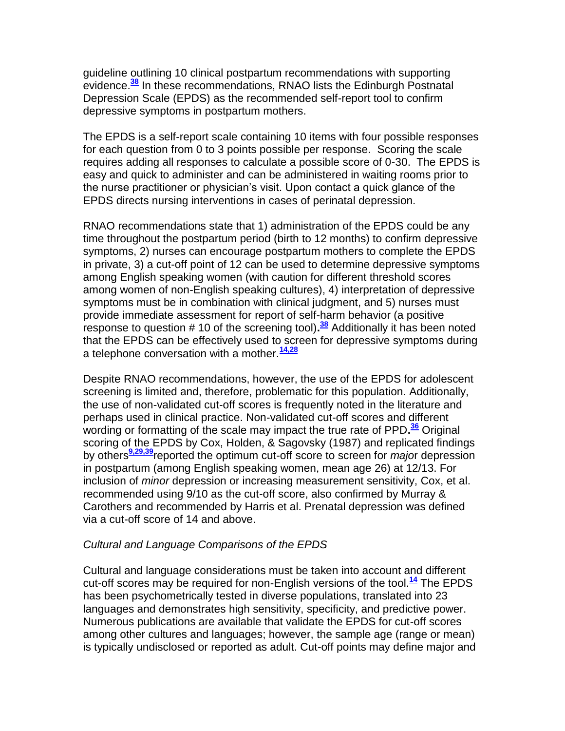guideline outlining 10 clinical postpartum recommendations with supporting evidence.[38] In these recommendations, RNAO lists the Edinburgh Postnatal Depression Scale (EPDS) as the recommended self-report tool to confirm depressive symptoms in postpartum mothers.

The EPDS is a self-report scale containing 10 items with four possible responses for each question from 0 to 3 points possible per response. Scoring the scale requires adding all responses to calculate a possible score of 0-30. The EPDS is easy and quick to administer and can be administered in waiting rooms prior to the nurse practitioner or physician's visit. Upon contact a quick glance of the EPDS directs nursing interventions in cases of perinatal depression.

RNAO recommendations state that 1) administration of the EPDS could be any time throughout the postpartum period (birth to 12 months) to confirm depressive symptoms, 2) nurses can encourage postpartum mothers to complete the EPDS in private, 3) a cut-off point of 12 can be used to determine depressive symptoms among English speaking women (with caution for different threshold scores among women of non-English speaking cultures), 4) interpretation of depressive symptoms must be in combination with clinical judgment, and 5) nurses must provide immediate assessment for report of self-harm behavior (a positive response to question # 10 of the screening tool)**.**[38] Additionally it has been noted that the EPDS can be effectively used to screen for depressive symptoms during a telephone conversation with a mother.[14,28]

Despite RNAO recommendations, however, the use of the EPDS for adolescent screening is limited and, therefore, problematic for this population. Additionally, the use of non-validated cut-off scores is frequently noted in the literature and perhaps used in clinical practice. Non-validated cut-off scores and different wording or formatting of the scale may impact the true rate of PPD**.**[36] Original scoring of the EPDS by Cox, Holden, & Sagovsky (1987) and replicated findings by others[9,29,39]reported the optimum cut-off score to screen for *majo*r depression in postpartum (among English speaking women, mean age 26) at 12/13. For inclusion of *minor* depression or increasing measurement sensitivity, Cox, et al. recommended using 9/10 as the cut-off score, also confirmed by Murray & Carothers and recommended by Harris et al. Prenatal depression was defined via a cut-off score of 14 and above.

*Cultural and Language Comparisons of the EPDS*

Cultural and language considerations must be taken into account and different cut-off scores may be required for non-English versions of the tool.[14] The EPDS has been psychometrically tested in diverse populations, translated into 23 languages and demonstrates high sensitivity, specificity, and predictive power. Numerous publications are available that validate the EPDS for cut-off scores among other cultures and languages; however, the sample age (range or mean) is typically undisclosed or reported as adult. Cut-off points may define major and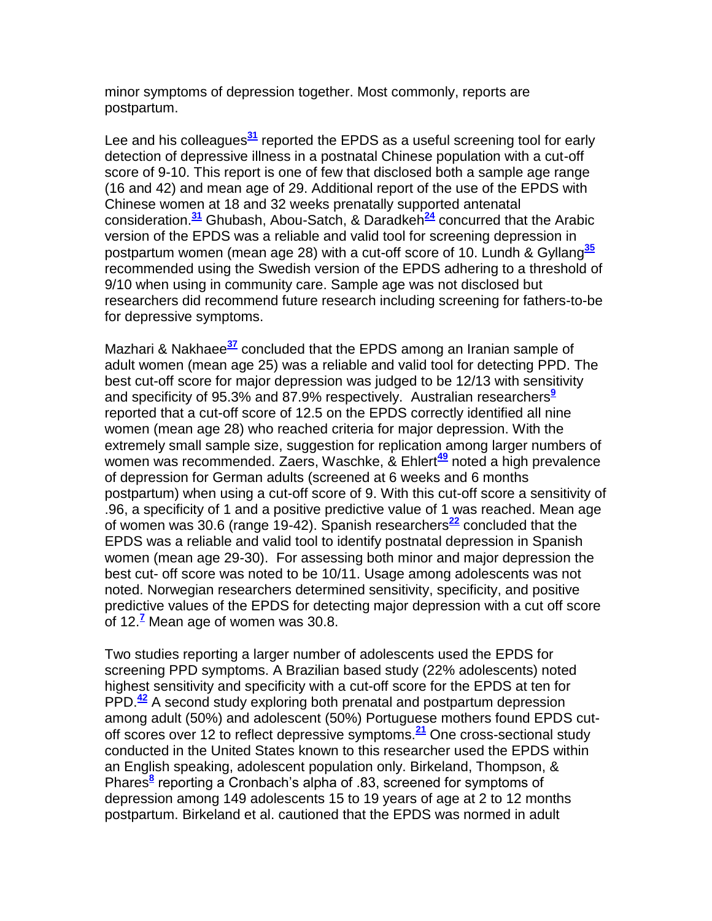minor symptoms of depression together. Most commonly, reports are postpartum.

Lee and his colleagues[31] reported the EPDS as a useful screening tool for early detection of depressive illness in a postnatal Chinese population with a cut-off score of 9-10. This report is one of few that disclosed both a sample age range (16 and 42) and mean age of 29. Additional report of the use of the EPDS with Chinese women at 18 and 32 weeks prenatally supported antenatal consideration.[31] Ghubash, Abou-Satch, & Daradkeh[24] concurred that the Arabic version of the EPDS was a reliable and valid tool for screening depression in postpartum women (mean age 28) with a cut-off score of 10. Lundh & Gyllang[35] recommended using the Swedish version of the EPDS adhering to a threshold of 9/10 when using in community care. Sample age was not disclosed but researchers did recommend future research including screening for fathers-to-be for depressive symptoms.

Mazhari & Nakhaee[37] concluded that the EPDS among an Iranian sample of adult women (mean age 25) was a reliable and valid tool for detecting PPD. The best cut-off score for major depression was judged to be 12/13 with sensitivity and specificity of 95.3% and 87.9% respectively. Australian researchers[9] reported that a cut-off score of 12.5 on the EPDS correctly identified all nine women (mean age 28) who reached criteria for major depression. With the extremely small sample size, suggestion for replication among larger numbers of women was recommended. Zaers, Waschke, & Ehlert[49] noted a high prevalence of depression for German adults (screened at 6 weeks and 6 months postpartum) when using a cut-off score of 9. With this cut-off score a sensitivity of .96, a specificity of 1 and a positive predictive value of 1 was reached. Mean age of women was 30.6 (range 19-42). Spanish researchers[22] concluded that the EPDS was a reliable and valid tool to identify postnatal depression in Spanish women (mean age 29-30). For assessing both minor and major depression the best cut- off score was noted to be 10/11. Usage among adolescents was not noted. Norwegian researchers determined sensitivity, specificity, and positive predictive values of the EPDS for detecting major depression with a cut off score of 12.[7] Mean age of women was 30.8.

Two studies reporting a larger number of adolescents used the EPDS for screening PPD symptoms. A Brazilian based study (22% adolescents) noted highest sensitivity and specificity with a cut-off score for the EPDS at ten for PPD.[42] A second study exploring both prenatal and postpartum depression among adult (50%) and adolescent (50%) Portuguese mothers found EPDS cut-off scores over 12 to reflect depressive symptoms.[21] One cross-sectional study conducted in the United States known to this researcher used the EPDS within an English speaking, adolescent population only. Birkeland, Thompson, & Phares[8] reporting a Cronbach's alpha of .83, screened for symptoms of depression among 149 adolescents 15 to 19 years of age at 2 to 12 months postpartum. Birkeland et al. cautioned that the EPDS was normed in adult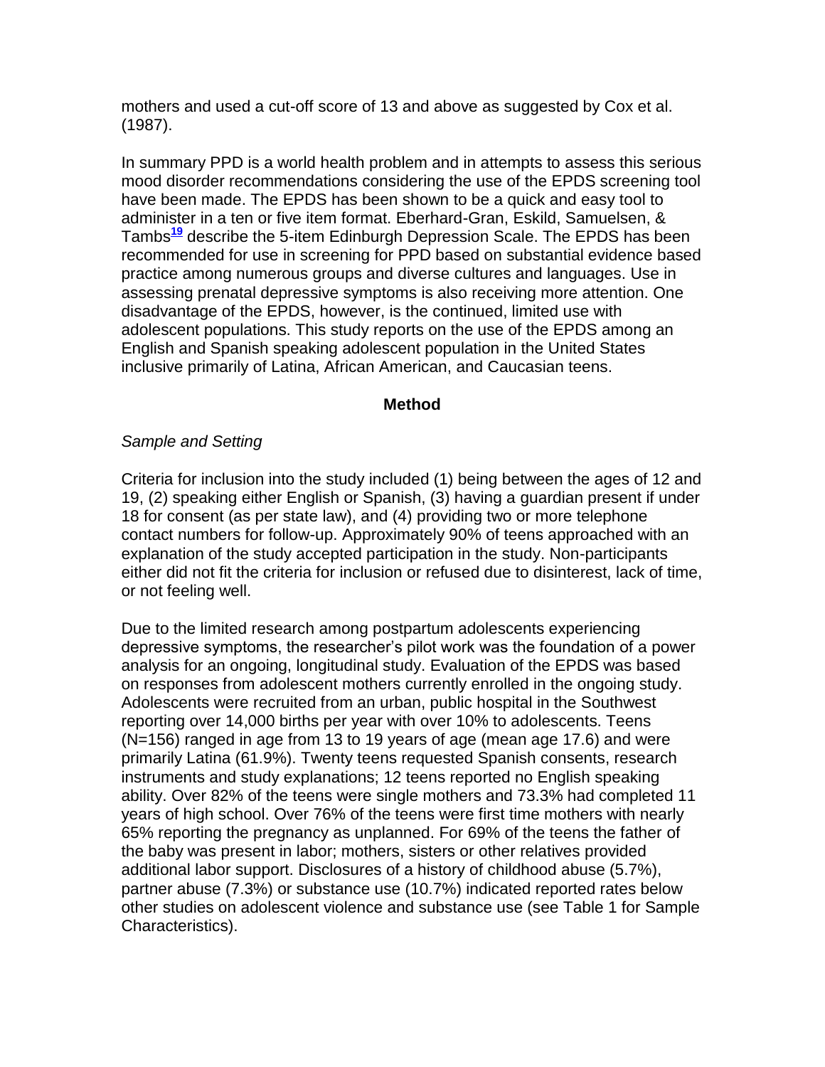mothers and used a cut-off score of 13 and above as suggested by Cox et al. (1987).

In summary PPD is a world health problem and in attempts to assess this serious mood disorder recommendations considering the use of the EPDS screening tool have been made. The EPDS has been shown to be a quick and easy tool to administer in a ten or five item format. Eberhard-Gran, Eskild, Samuelsen, & Tambs[19] describe the 5-item Edinburgh Depression Scale. The EPDS has been recommended for use in screening for PPD based on substantial evidence based practice among numerous groups and diverse cultures and languages. Use in assessing prenatal depressive symptoms is also receiving more attention. One disadvantage of the EPDS, however, is the continued, limited use with adolescent populations. This study reports on the use of the EPDS among an English and Spanish speaking adolescent population in the United States inclusive primarily of Latina, African American, and Caucasian teens.

## Method

*Sample and Setting*

Criteria for inclusion into the study included (1) being between the ages of 12 and 19, (2) speaking either English or Spanish, (3) having a guardian present if under 18 for consent (as per state law), and (4) providing two or more telephone contact numbers for follow-up. Approximately 90% of teens approached with an explanation of the study accepted participation in the study. Non-participants either did not fit the criteria for inclusion or refused due to disinterest, lack of time, or not feeling well.

Due to the limited research among postpartum adolescents experiencing depressive symptoms, the researcher's pilot work was the foundation of a power analysis for an ongoing, longitudinal study. Evaluation of the EPDS was based on responses from adolescent mothers currently enrolled in the ongoing study. Adolescents were recruited from an urban, public hospital in the Southwest reporting over 14,000 births per year with over 10% to adolescents. Teens (N=156) ranged in age from 13 to 19 years of age (mean age 17.6) and were primarily Latina (61.9%). Twenty teens requested Spanish consents, research instruments and study explanations; 12 teens reported no English speaking ability. Over 82% of the teens were single mothers and 73.3% had completed 11 years of high school. Over 76% of the teens were first time mothers with nearly 65% reporting the pregnancy as unplanned. For 69% of the teens the father of the baby was present in labor; mothers, sisters or other relatives provided additional labor support. Disclosures of a history of childhood abuse (5.7%), partner abuse (7.3%) or substance use (10.7%) indicated reported rates below other studies on adolescent violence and substance use (see Table 1 for Sample Characteristics).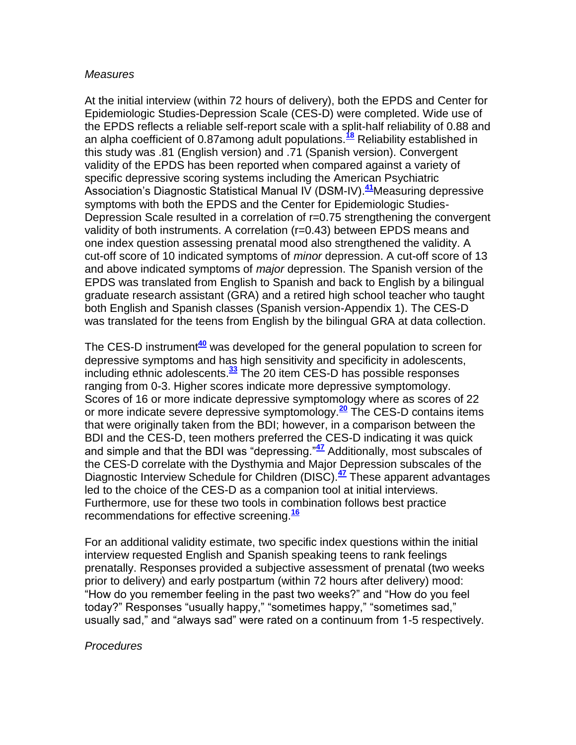*Measures*

At the initial interview (within 72 hours of delivery), both the EPDS and Center for Epidemiologic Studies-Depression Scale (CES-D) were completed. Wide use of the EPDS reflects a reliable self-report scale with a split-half reliability of 0.88 and an alpha coefficient of 0.87among adult populations.[18] Reliability established in this study was .81 (English version) and .71 (Spanish version). Convergent validity of the EPDS has been reported when compared against a variety of specific depressive scoring systems including the American Psychiatric Association's Diagnostic Statistical Manual IV (DSM-IV).[41]Measuring depressive symptoms with both the EPDS and the Center for Epidemiologic Studies-Depression Scale resulted in a correlation of r=0.75 strengthening the convergent validity of both instruments. A correlation (r=0.43) between EPDS means and one index question assessing prenatal mood also strengthened the validity. A cut-off score of 10 indicated symptoms of *minor* depression. A cut-off score of 13 and above indicated symptoms of *major* depression. The Spanish version of the EPDS was translated from English to Spanish and back to English by a bilingual graduate research assistant (GRA) and a retired high school teacher who taught both English and Spanish classes (Spanish version-Appendix 1). The CES-D was translated for the teens from English by the bilingual GRA at data collection.

The CES-D instrument[40] was developed for the general population to screen for depressive symptoms and has high sensitivity and specificity in adolescents, including ethnic adolescents.[33] The 20 item CES-D has possible responses ranging from 0-3. Higher scores indicate more depressive symptomology. Scores of 16 or more indicate depressive symptomology where as scores of 22 or more indicate severe depressive symptomology.[20] The CES-D contains items that were originally taken from the BDI; however, in a comparison between the BDI and the CES-D, teen mothers preferred the CES-D indicating it was quick and simple and that the BDI was "depressing."[47] Additionally, most subscales of the CES-D correlate with the Dysthymia and Major Depression subscales of the Diagnostic Interview Schedule for Children (DISC).[47] These apparent advantages led to the choice of the CES-D as a companion tool at initial interviews. Furthermore, use for these two tools in combination follows best practice recommendations for effective screening.[16]

For an additional validity estimate, two specific index questions within the initial interview requested English and Spanish speaking teens to rank feelings prenatally. Responses provided a subjective assessment of prenatal (two weeks prior to delivery) and early postpartum (within 72 hours after delivery) mood: "How do you remember feeling in the past two weeks?" and "How do you feel today?" Responses "usually happy," "sometimes happy," "sometimes sad," usually sad," and "always sad" were rated on a continuum from 1-5 respectively.

*Procedures*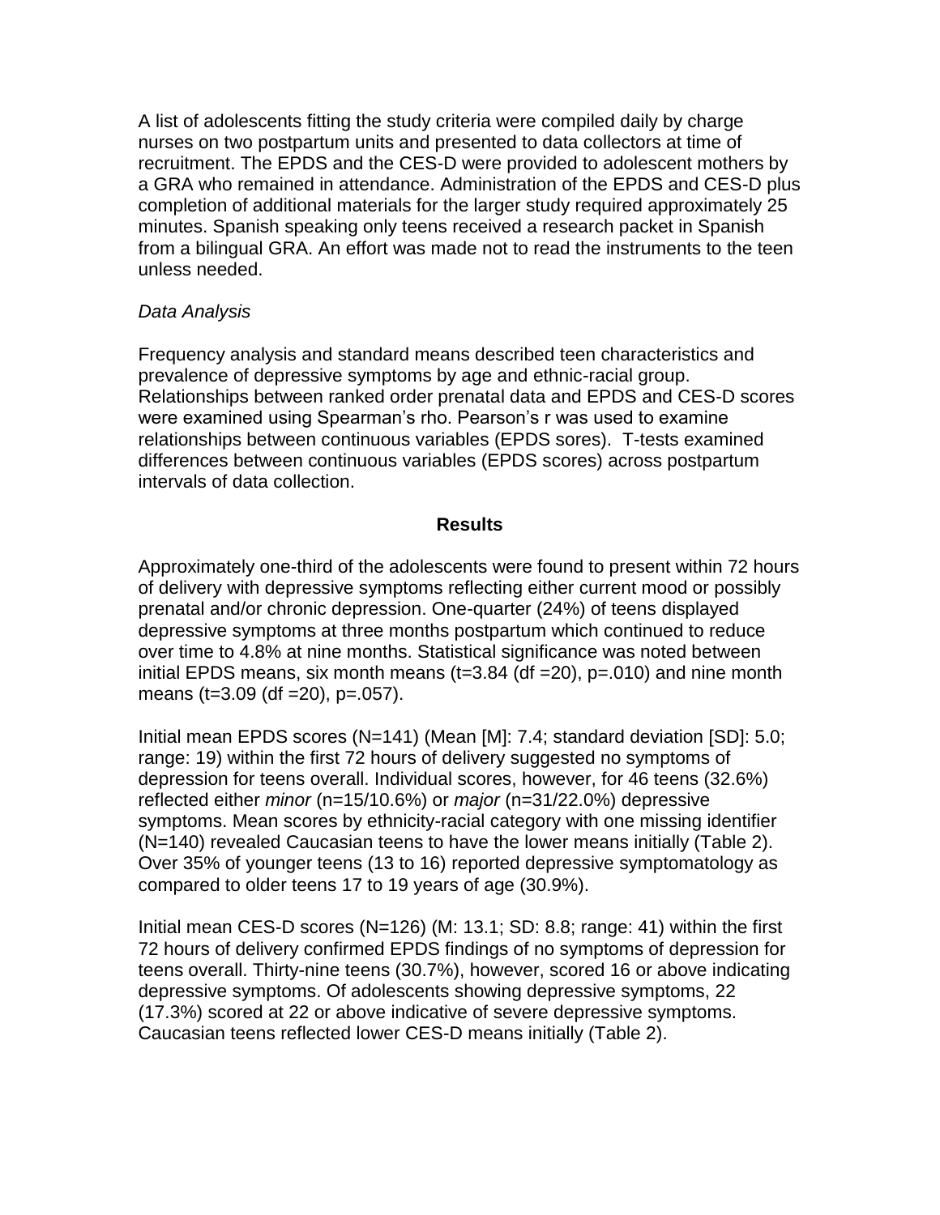A list of adolescents fitting the study criteria were compiled daily by charge nurses on two postpartum units and presented to data collectors at time of recruitment. The EPDS and the CES-D were provided to adolescent mothers by a GRA who remained in attendance. Administration of the EPDS and CES-D plus completion of additional materials for the larger study required approximately 25 minutes. Spanish speaking only teens received a research packet in Spanish from a bilingual GRA. An effort was made not to read the instruments to the teen unless needed.

*Data Analysis*

Frequency analysis and standard means described teen characteristics and prevalence of depressive symptoms by age and ethnic-racial group. Relationships between ranked order prenatal data and EPDS and CES-D scores were examined using Spearman's rho. Pearson's r was used to examine relationships between continuous variables (EPDS sores). T-tests examined differences between continuous variables (EPDS scores) across postpartum intervals of data collection.

## Results

Approximately one-third of the adolescents were found to present within 72 hours of delivery with depressive symptoms reflecting either current mood or possibly prenatal and/or chronic depression. One-quarter (24%) of teens displayed depressive symptoms at three months postpartum which continued to reduce over time to 4.8% at nine months. Statistical significance was noted between initial EPDS means, six month means ($t=3.84$ (df =20), $p=.010$) and nine month means ($t=3.09$ (df =20), $p=.057$).

Initial mean EPDS scores (N=141) (Mean [M]: 7.4; standard deviation [SD]: 5.0; range: 19) within the first 72 hours of delivery suggested no symptoms of depression for teens overall. Individual scores, however, for 46 teens (32.6%) reflected either *minor* (n=15/10.6%) or *major* (n=31/22.0%) depressive symptoms. Mean scores by ethnicity-racial category with one missing identifier (N=140) revealed Caucasian teens to have the lower means initially (Table 2). Over 35% of younger teens (13 to 16) reported depressive symptomatology as compared to older teens 17 to 19 years of age (30.9%).

Initial mean CES-D scores (N=126) (M: 13.1; SD: 8.8; range: 41) within the first 72 hours of delivery confirmed EPDS findings of no symptoms of depression for teens overall. Thirty-nine teens (30.7%), however, scored 16 or above indicating depressive symptoms. Of adolescents showing depressive symptoms, 22 (17.3%) scored at 22 or above indicative of severe depressive symptoms. Caucasian teens reflected lower CES-D means initially (Table 2).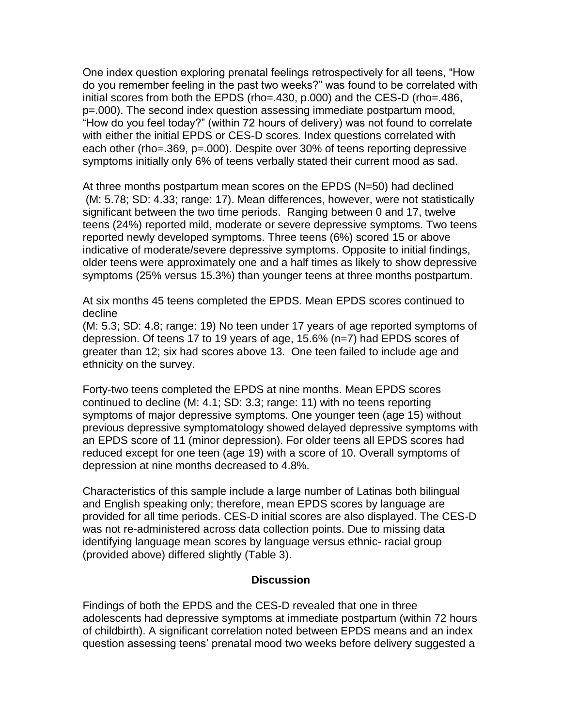One index question exploring prenatal feelings retrospectively for all teens, "How do you remember feeling in the past two weeks?" was found to be correlated with initial scores from both the EPDS (rho=.430, p.000) and the CES-D (rho=.486, p=.000). The second index question assessing immediate postpartum mood, "How do you feel today?" (within 72 hours of delivery) was not found to correlate with either the initial EPDS or CES-D scores. Index questions correlated with each other (rho=.369, p=.000). Despite over 30% of teens reporting depressive symptoms initially only 6% of teens verbally stated their current mood as sad.

At three months postpartum mean scores on the EPDS (N=50) had declined (M: 5.78; SD: 4.33; range: 17). Mean differences, however, were not statistically significant between the two time periods. Ranging between 0 and 17, twelve teens (24%) reported mild, moderate or severe depressive symptoms. Two teens reported newly developed symptoms. Three teens (6%) scored 15 or above indicative of moderate/severe depressive symptoms. Opposite to initial findings, older teens were approximately one and a half times as likely to show depressive symptoms (25% versus 15.3%) than younger teens at three months postpartum.

At six months 45 teens completed the EPDS. Mean EPDS scores continued to decline
(M: 5.3; SD: 4.8; range: 19) No teen under 17 years of age reported symptoms of depression. Of teens 17 to 19 years of age, 15.6% (n=7) had EPDS scores of greater than 12; six had scores above 13. One teen failed to include age and ethnicity on the survey.

Forty-two teens completed the EPDS at nine months. Mean EPDS scores continued to decline (M: 4.1; SD: 3.3; range: 11) with no teens reporting symptoms of major depressive symptoms. One younger teen (age 15) without previous depressive symptomatology showed delayed depressive symptoms with an EPDS score of 11 (minor depression). For older teens all EPDS scores had reduced except for one teen (age 19) with a score of 10. Overall symptoms of depression at nine months decreased to 4.8%.

Characteristics of this sample include a large number of Latinas both bilingual and English speaking only; therefore, mean EPDS scores by language are provided for all time periods. CES-D initial scores are also displayed. The CES-D was not re-administered across data collection points. Due to missing data identifying language mean scores by language versus ethnic- racial group (provided above) differed slightly (Table 3).

## Discussion

Findings of both the EPDS and the CES-D revealed that one in three adolescents had depressive symptoms at immediate postpartum (within 72 hours of childbirth). A significant correlation noted between EPDS means and an index question assessing teens' prenatal mood two weeks before delivery suggested a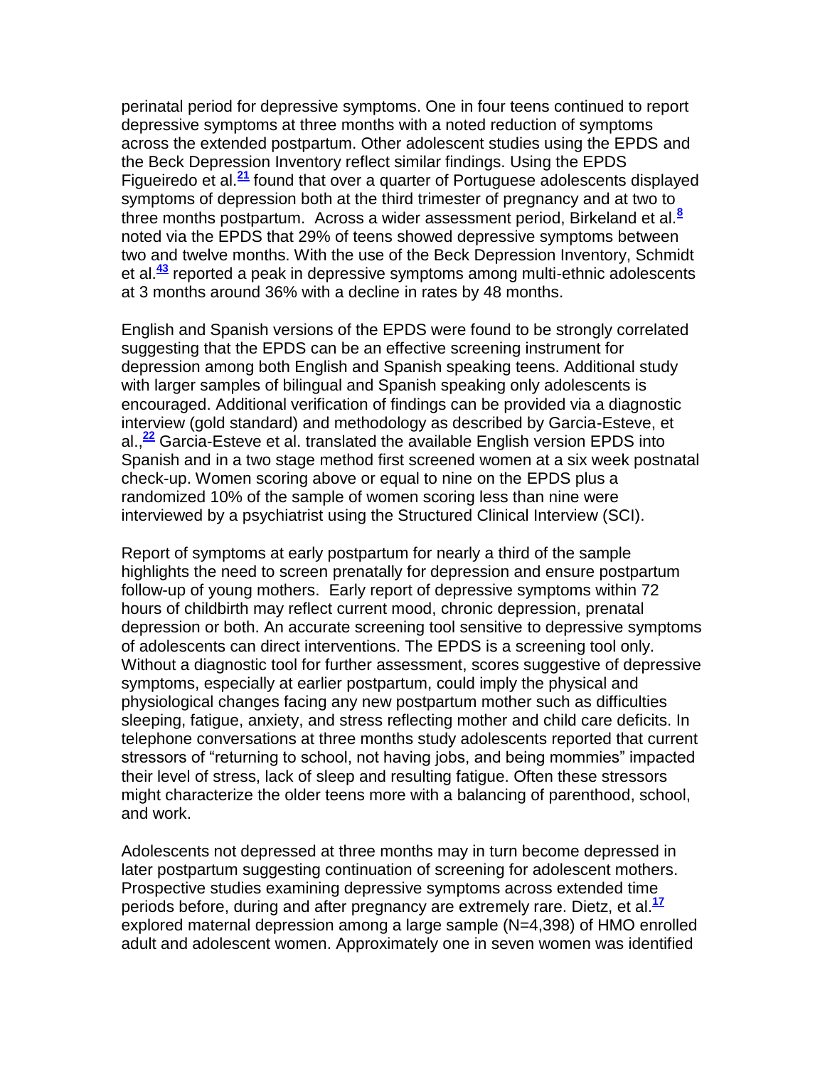perinatal period for depressive symptoms. One in four teens continued to report depressive symptoms at three months with a noted reduction of symptoms across the extended postpartum. Other adolescent studies using the EPDS and the Beck Depression Inventory reflect similar findings. Using the EPDS Figueiredo et al.[21] found that over a quarter of Portuguese adolescents displayed symptoms of depression both at the third trimester of pregnancy and at two to three months postpartum. Across a wider assessment period, Birkeland et al.[8] noted via the EPDS that 29% of teens showed depressive symptoms between two and twelve months. With the use of the Beck Depression Inventory, Schmidt et al.[43] reported a peak in depressive symptoms among multi-ethnic adolescents at 3 months around 36% with a decline in rates by 48 months.

English and Spanish versions of the EPDS were found to be strongly correlated suggesting that the EPDS can be an effective screening instrument for depression among both English and Spanish speaking teens. Additional study with larger samples of bilingual and Spanish speaking only adolescents is encouraged. Additional verification of findings can be provided via a diagnostic interview (gold standard) and methodology as described by Garcia-Esteve, et al.,[22] Garcia-Esteve et al. translated the available English version EPDS into Spanish and in a two stage method first screened women at a six week postnatal check-up. Women scoring above or equal to nine on the EPDS plus a randomized 10% of the sample of women scoring less than nine were interviewed by a psychiatrist using the Structured Clinical Interview (SCI).

Report of symptoms at early postpartum for nearly a third of the sample highlights the need to screen prenatally for depression and ensure postpartum follow-up of young mothers. Early report of depressive symptoms within 72 hours of childbirth may reflect current mood, chronic depression, prenatal depression or both. An accurate screening tool sensitive to depressive symptoms of adolescents can direct interventions. The EPDS is a screening tool only. Without a diagnostic tool for further assessment, scores suggestive of depressive symptoms, especially at earlier postpartum, could imply the physical and physiological changes facing any new postpartum mother such as difficulties sleeping, fatigue, anxiety, and stress reflecting mother and child care deficits. In telephone conversations at three months study adolescents reported that current stressors of "returning to school, not having jobs, and being mommies" impacted their level of stress, lack of sleep and resulting fatigue. Often these stressors might characterize the older teens more with a balancing of parenthood, school, and work.

Adolescents not depressed at three months may in turn become depressed in later postpartum suggesting continuation of screening for adolescent mothers. Prospective studies examining depressive symptoms across extended time periods before, during and after pregnancy are extremely rare. Dietz, et al.[17] explored maternal depression among a large sample (N=4,398) of HMO enrolled adult and adolescent women. Approximately one in seven women was identified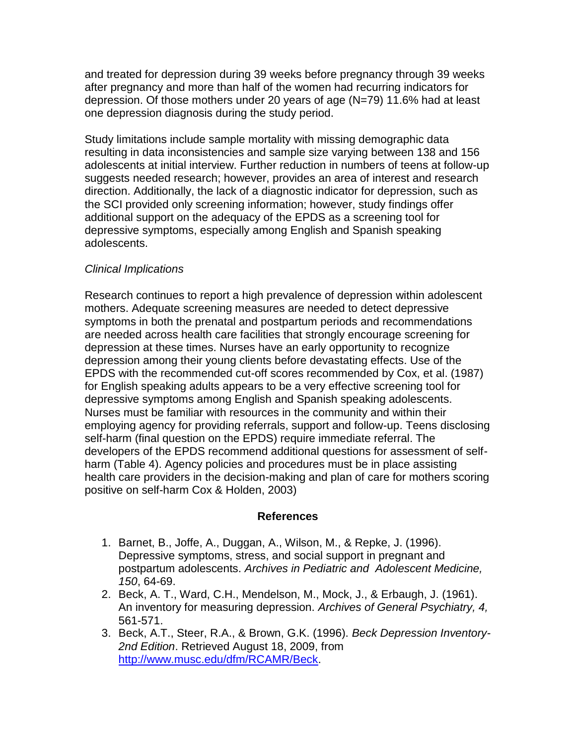and treated for depression during 39 weeks before pregnancy through 39 weeks after pregnancy and more than half of the women had recurring indicators for depression. Of those mothers under 20 years of age (N=79) 11.6% had at least one depression diagnosis during the study period.

Study limitations include sample mortality with missing demographic data resulting in data inconsistencies and sample size varying between 138 and 156 adolescents at initial interview. Further reduction in numbers of teens at follow-up suggests needed research; however, provides an area of interest and research direction. Additionally, the lack of a diagnostic indicator for depression, such as the SCI provided only screening information; however, study findings offer additional support on the adequacy of the EPDS as a screening tool for depressive symptoms, especially among English and Spanish speaking adolescents.

*Clinical Implications*

Research continues to report a high prevalence of depression within adolescent mothers. Adequate screening measures are needed to detect depressive symptoms in both the prenatal and postpartum periods and recommendations are needed across health care facilities that strongly encourage screening for depression at these times. Nurses have an early opportunity to recognize depression among their young clients before devastating effects. Use of the EPDS with the recommended cut-off scores recommended by Cox, et al. (1987) for English speaking adults appears to be a very effective screening tool for depressive symptoms among English and Spanish speaking adolescents. Nurses must be familiar with resources in the community and within their employing agency for providing referrals, support and follow-up. Teens disclosing self-harm (final question on the EPDS) require immediate referral. The developers of the EPDS recommend additional questions for assessment of self-harm (Table 4). Agency policies and procedures must be in place assisting health care providers in the decision-making and plan of care for mothers scoring positive on self-harm Cox & Holden, 2003)

## References

1. Barnet, B., Joffe, A., Duggan, A., Wilson, M., & Repke, J. (1996). Depressive symptoms, stress, and social support in pregnant and postpartum adolescents. *Archives in Pediatric and Adolescent Medicine, 150*, 64-69.
2. Beck, A. T., Ward, C.H., Mendelson, M., Mock, J., & Erbaugh, J. (1961). An inventory for measuring depression. *Archives of General Psychiatry, 4,* 561-571.
3. Beck, A.T., Steer, R.A., & Brown, G.K. (1996). *Beck Depression Inventory-2nd Edition*. Retrieved August 18, 2009, from http://www.musc.edu/dfm/RCAMR/Beck.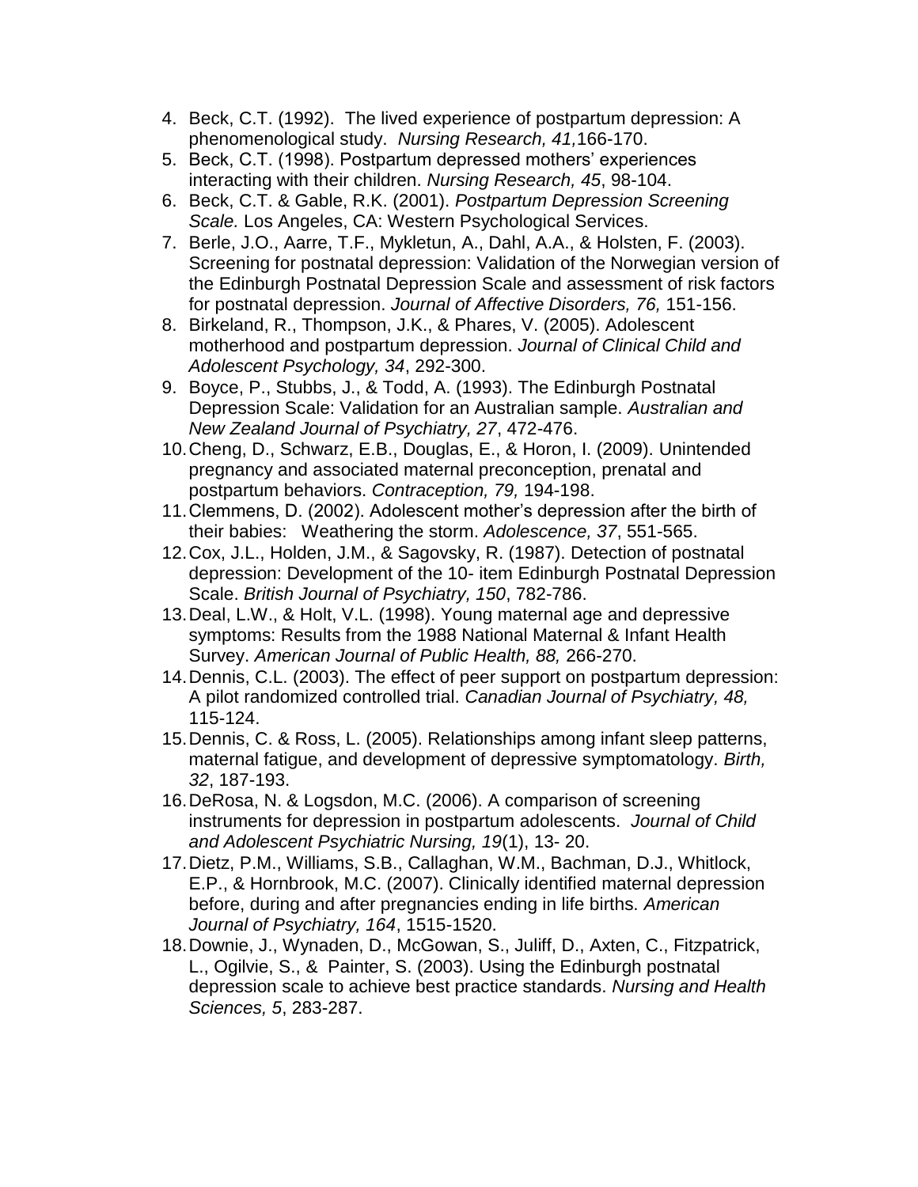4. Beck, C.T. (1992). The lived experience of postpartum depression: A phenomenological study. *Nursing Research, 41,*166-170.
5. Beck, C.T. (1998). Postpartum depressed mothers' experiences interacting with their children. *Nursing Research, 45*, 98-104.
6. Beck, C.T. & Gable, R.K. (2001). *Postpartum Depression Screening Scale.* Los Angeles, CA: Western Psychological Services.
7. Berle, J.O., Aarre, T.F., Mykletun, A., Dahl, A.A., & Holsten, F. (2003). Screening for postnatal depression: Validation of the Norwegian version of the Edinburgh Postnatal Depression Scale and assessment of risk factors for postnatal depression. *Journal of Affective Disorders, 76,* 151-156.
8. Birkeland, R., Thompson, J.K., & Phares, V. (2005). Adolescent motherhood and postpartum depression. *Journal of Clinical Child and Adolescent Psychology, 34*, 292-300.
9. Boyce, P., Stubbs, J., & Todd, A. (1993). The Edinburgh Postnatal Depression Scale: Validation for an Australian sample. *Australian and New Zealand Journal of Psychiatry, 27*, 472-476.
10. Cheng, D., Schwarz, E.B., Douglas, E., & Horon, I. (2009). Unintended pregnancy and associated maternal preconception, prenatal and postpartum behaviors. *Contraception, 79,* 194-198.
11. Clemmens, D. (2002). Adolescent mother's depression after the birth of their babies: Weathering the storm. *Adolescence, 37*, 551-565.
12. Cox, J.L., Holden, J.M., & Sagovsky, R. (1987). Detection of postnatal depression: Development of the 10- item Edinburgh Postnatal Depression Scale. *British Journal of Psychiatry, 150*, 782-786.
13. Deal, L.W., & Holt, V.L. (1998). Young maternal age and depressive symptoms: Results from the 1988 National Maternal & Infant Health Survey. *American Journal of Public Health, 88,* 266-270.
14. Dennis, C.L. (2003). The effect of peer support on postpartum depression: A pilot randomized controlled trial. *Canadian Journal of Psychiatry, 48,* 115-124.
15. Dennis, C. & Ross, L. (2005). Relationships among infant sleep patterns, maternal fatigue, and development of depressive symptomatology. *Birth, 32*, 187-193.
16. DeRosa, N. & Logsdon, M.C. (2006). A comparison of screening instruments for depression in postpartum adolescents. *Journal of Child and Adolescent Psychiatric Nursing, 19*(1), 13- 20.
17. Dietz, P.M., Williams, S.B., Callaghan, W.M., Bachman, D.J., Whitlock, E.P., & Hornbrook, M.C. (2007). Clinically identified maternal depression before, during and after pregnancies ending in life births. *American Journal of Psychiatry, 164*, 1515-1520.
18. Downie, J., Wynaden, D., McGowan, S., Juliff, D., Axten, C., Fitzpatrick, L., Ogilvie, S., & Painter, S. (2003). Using the Edinburgh postnatal depression scale to achieve best practice standards. *Nursing and Health Sciences, 5*, 283-287.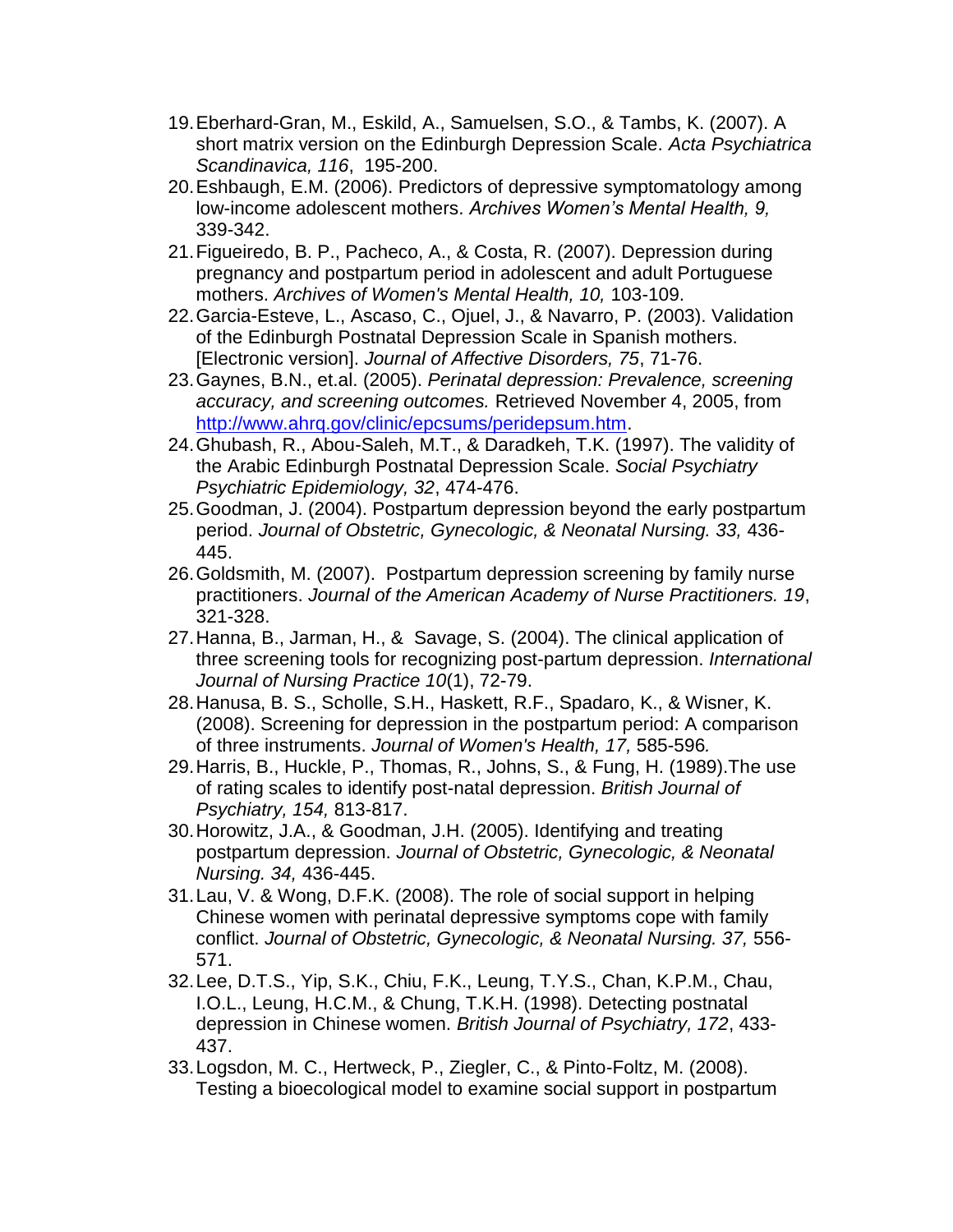19. Eberhard-Gran, M., Eskild, A., Samuelsen, S.O., & Tambs, K. (2007). A short matrix version on the Edinburgh Depression Scale. *Acta Psychiatrica Scandinavica, 116*, 195-200.
20. Eshbaugh, E.M. (2006). Predictors of depressive symptomatology among low-income adolescent mothers. *Archives Women's Mental Health, 9,* 339-342.
21. Figueiredo, B. P., Pacheco, A., & Costa, R. (2007). Depression during pregnancy and postpartum period in adolescent and adult Portuguese mothers. *Archives of Women's Mental Health, 10,* 103-109.
22. Garcia-Esteve, L., Ascaso, C., Ojuel, J., & Navarro, P. (2003). Validation of the Edinburgh Postnatal Depression Scale in Spanish mothers. [Electronic version]. *Journal of Affective Disorders, 75*, 71-76.
23. Gaynes, B.N., et.al. (2005). *Perinatal depression: Prevalence, screening accuracy, and screening outcomes.* Retrieved November 4, 2005, from http://www.ahrq.gov/clinic/epcsums/peridepsum.htm.
24. Ghubash, R., Abou-Saleh, M.T., & Daradkeh, T.K. (1997). The validity of the Arabic Edinburgh Postnatal Depression Scale. *Social Psychiatry Psychiatric Epidemiology, 32*, 474-476.
25. Goodman, J. (2004). Postpartum depression beyond the early postpartum period. *Journal of Obstetric, Gynecologic, & Neonatal Nursing. 33,* 436-445.
26. Goldsmith, M. (2007). Postpartum depression screening by family nurse practitioners. *Journal of the American Academy of Nurse Practitioners. 19*, 321-328.
27. Hanna, B., Jarman, H., & Savage, S. (2004). The clinical application of three screening tools for recognizing post-partum depression. *International Journal of Nursing Practice 10*(1), 72-79.
28. Hanusa, B. S., Scholle, S.H., Haskett, R.F., Spadaro, K., & Wisner, K. (2008). Screening for depression in the postpartum period: A comparison of three instruments. *Journal of Women's Health, 17,* 585-596*.*
29. Harris, B., Huckle, P., Thomas, R., Johns, S., & Fung, H. (1989).The use of rating scales to identify post-natal depression. *British Journal of Psychiatry, 154,* 813-817.
30. Horowitz, J.A., & Goodman, J.H. (2005). Identifying and treating postpartum depression. *Journal of Obstetric, Gynecologic, & Neonatal Nursing. 34,* 436-445.
31. Lau, V. & Wong, D.F.K. (2008). The role of social support in helping Chinese women with perinatal depressive symptoms cope with family conflict. *Journal of Obstetric, Gynecologic, & Neonatal Nursing. 37,* 556-571.
32. Lee, D.T.S., Yip, S.K., Chiu, F.K., Leung, T.Y.S., Chan, K.P.M., Chau, I.O.L., Leung, H.C.M., & Chung, T.K.H. (1998). Detecting postnatal depression in Chinese women. *British Journal of Psychiatry, 172*, 433-437.
33. Logsdon, M. C., Hertweck, P., Ziegler, C., & Pinto-Foltz, M. (2008). Testing a bioecological model to examine social support in postpartum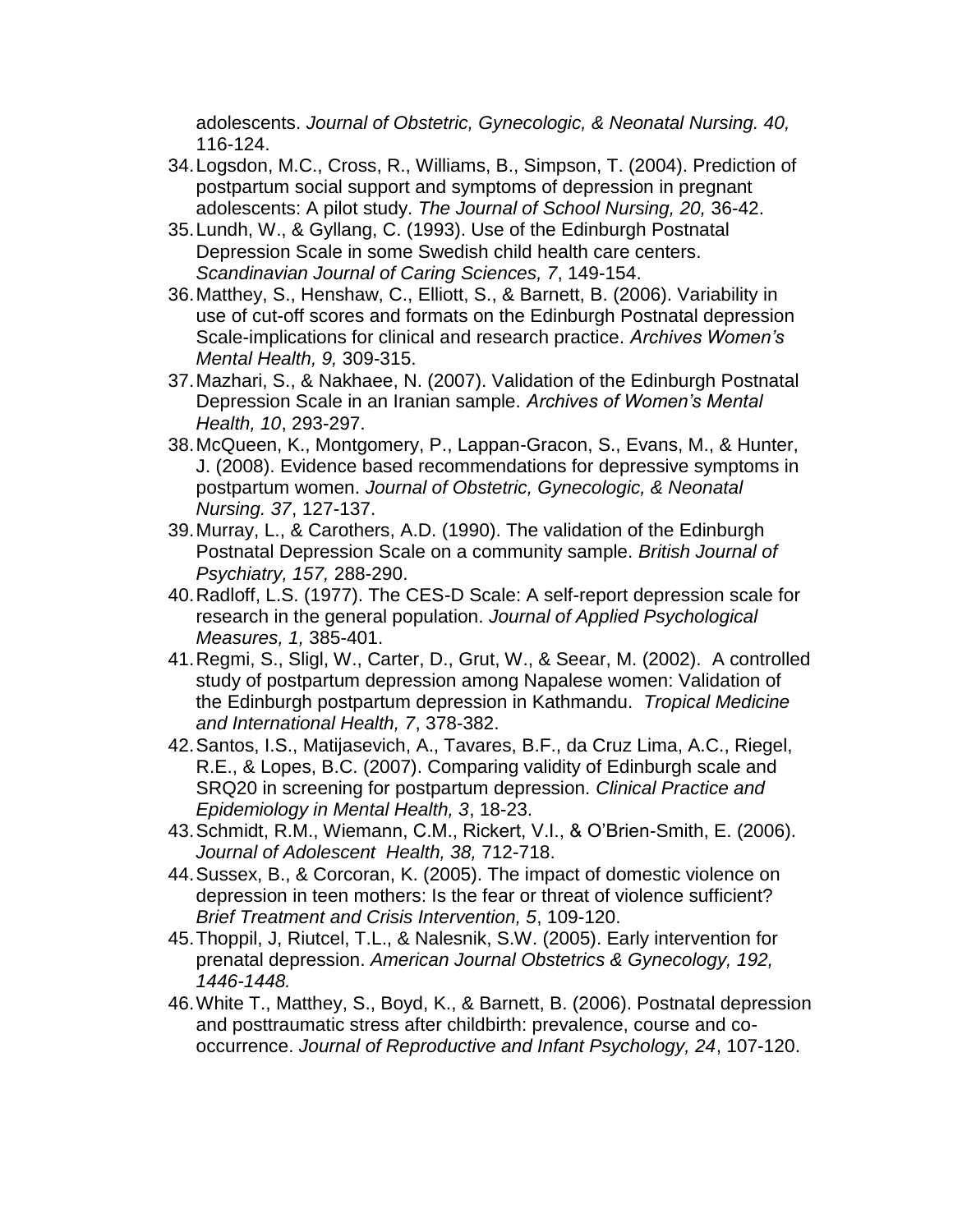adolescents. *Journal of Obstetric, Gynecologic, & Neonatal Nursing. 40,* 116-124.

34. Logsdon, M.C., Cross, R., Williams, B., Simpson, T. (2004). Prediction of postpartum social support and symptoms of depression in pregnant adolescents: A pilot study. *The Journal of School Nursing, 20,* 36-42.
35. Lundh, W., & Gyllang, C. (1993). Use of the Edinburgh Postnatal Depression Scale in some Swedish child health care centers. *Scandinavian Journal of Caring Sciences, 7*, 149-154.
36. Matthey, S., Henshaw, C., Elliott, S., & Barnett, B. (2006). Variability in use of cut-off scores and formats on the Edinburgh Postnatal depression Scale-implications for clinical and research practice. *Archives Women's Mental Health, 9,* 309-315.
37. Mazhari, S., & Nakhaee, N. (2007). Validation of the Edinburgh Postnatal Depression Scale in an Iranian sample. *Archives of Women's Mental Health, 10*, 293-297.
38. McQueen, K., Montgomery, P., Lappan-Gracon, S., Evans, M., & Hunter, J. (2008). Evidence based recommendations for depressive symptoms in postpartum women. *Journal of Obstetric, Gynecologic, & Neonatal Nursing. 37*, 127-137.
39. Murray, L., & Carothers, A.D. (1990). The validation of the Edinburgh Postnatal Depression Scale on a community sample. *British Journal of Psychiatry, 157,* 288-290.
40. Radloff, L.S. (1977). The CES-D Scale: A self-report depression scale for research in the general population. *Journal of Applied Psychological Measures, 1,* 385-401.
41. Regmi, S., Sligl, W., Carter, D., Grut, W., & Seear, M. (2002). A controlled study of postpartum depression among Napalese women: Validation of the Edinburgh postpartum depression in Kathmandu. *Tropical Medicine and International Health, 7*, 378-382.
42. Santos, I.S., Matijasevich, A., Tavares, B.F., da Cruz Lima, A.C., Riegel, R.E., & Lopes, B.C. (2007). Comparing validity of Edinburgh scale and SRQ20 in screening for postpartum depression. *Clinical Practice and Epidemiology in Mental Health, 3*, 18-23.
43. Schmidt, R.M., Wiemann, C.M., Rickert, V.I., & O'Brien-Smith, E. (2006). *Journal of Adolescent Health, 38,* 712-718.
44. Sussex, B., & Corcoran, K. (2005). The impact of domestic violence on depression in teen mothers: Is the fear or threat of violence sufficient? *Brief Treatment and Crisis Intervention, 5*, 109-120.
45. Thoppil, J, Riutcel, T.L., & Nalesnik, S.W. (2005). Early intervention for prenatal depression. *American Journal Obstetrics & Gynecology, 192, 1446-1448.*
46. White T., Matthey, S., Boyd, K., & Barnett, B. (2006). Postnatal depression and posttraumatic stress after childbirth: prevalence, course and co-occurrence. *Journal of Reproductive and Infant Psychology, 24*, 107-120.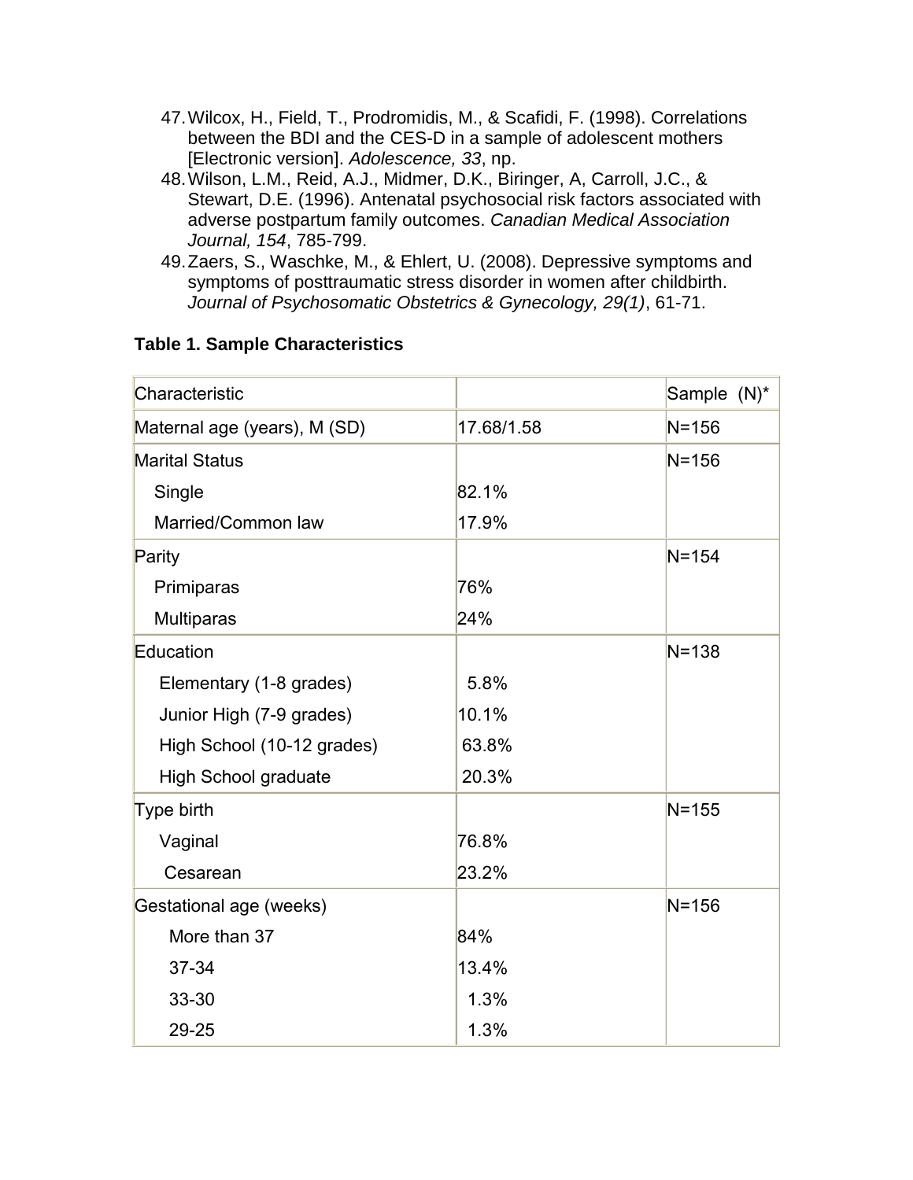47. Wilcox, H., Field, T., Prodromidis, M., & Scafidi, F. (1998). Correlations between the BDI and the CES-D in a sample of adolescent mothers [Electronic version]. *Adolescence, 33*, np.
48. Wilson, L.M., Reid, A.J., Midmer, D.K., Biringer, A, Carroll, J.C., & Stewart, D.E. (1996). Antenatal psychosocial risk factors associated with adverse postpartum family outcomes. *Canadian Medical Association Journal, 154*, 785-799.
49. Zaers, S., Waschke, M., & Ehlert, U. (2008). Depressive symptoms and symptoms of posttraumatic stress disorder in women after childbirth. *Journal of Psychosomatic Obstetrics & Gynecology, 29(1)*, 61-71.

**Table 1. Sample Characteristics**

| Characteristic | | Sample (N)* |
|---|---|---|
| Maternal age (years), M (SD) | 17.68/1.58 | N=156 |
| Marital Status | | N=156 |
| Single | 82.1% | |
| Married/Common law | 17.9% | |
| Parity | | N=154 |
| Primiparas | 76% | |
| Multiparas | 24% | |
| Education | | N=138 |
| Elementary (1-8 grades) | 5.8% | |
| Junior High (7-9 grades) | 10.1% | |
| High School (10-12 grades) | 63.8% | |
| High School graduate | 20.3% | |
| Type birth | | N=155 |
| Vaginal | 76.8% | |
| Cesarean | 23.2% | |
| Gestational age (weeks) | | N=156 |
| More than 37 | 84% | |
| 37-34 | 13.4% | |
| 33-30 | 1.3% | |
| 29-25 | 1.3% | |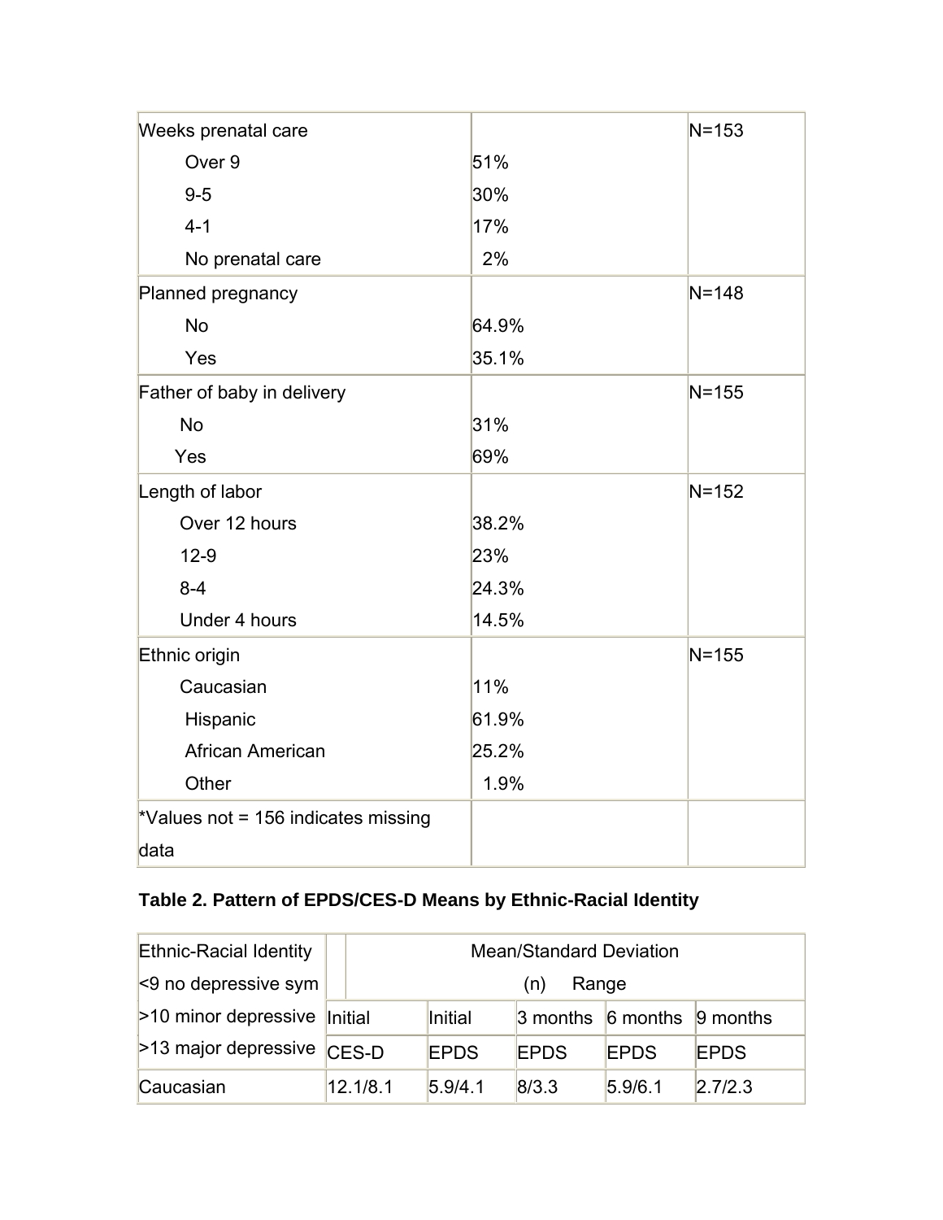| Weeks prenatal care | | N=153 |
|---|---|---|
| Over 9 | 51% | |
| 9-5 | 30% | |
| 4-1 | 17% | |
| No prenatal care | 2% | |
| Planned pregnancy | | N=148 |
| No | 64.9% | |
| Yes | 35.1% | |
| Father of baby in delivery | | N=155 |
| No | 31% | |
| Yes | 69% | |
| Length of labor | | N=152 |
| Over 12 hours | 38.2% | |
| 12-9 | 23% | |
| 8-4 | 24.3% | |
| Under 4 hours | 14.5% | |
| Ethnic origin | | N=155 |
| Caucasian | 11% | |
| Hispanic | 61.9% | |
| African American | 25.2% | |
| Other | 1.9% | |
| *Values not = 156 indicates missing data | | |

**Table 2. Pattern of EPDS/CES-D Means by Ethnic-Racial Identity**

| Ethnic-Racial Identity <9 no depressive sym >10 minor depressive >13 major depressive | Mean/Standard Deviation (n) Range | | | | |
|---|---|---|---|---|---|
| | Initial CES-D | Initial EPDS | 3 months EPDS | 6 months EPDS | 9 months EPDS |
| Caucasian | 12.1/8.1 | 5.9/4.1 | 8/3.3 | 5.9/6.1 | 2.7/2.3 |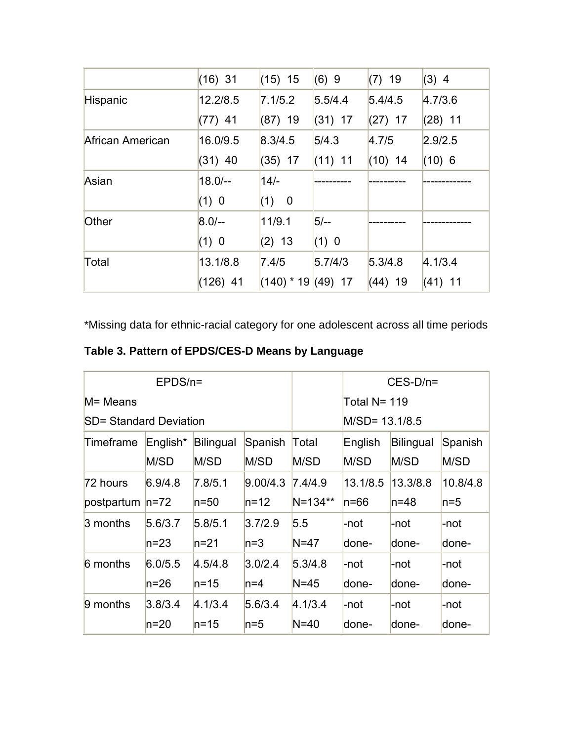| | (16) 31 | (15) 15 | (6) 9 | (7) 19 | (3) 4 |
|---|---|---|---|---|---|
| Hispanic | 12.2/8.5<br>(77) 41 | 7.1/5.2<br>(87) 19 | 5.5/4.4<br>(31) 17 | 5.4/4.5<br>(27) 17 | 4.7/3.6<br>(28) 11 |
| African American | 16.0/9.5<br>(31) 40 | 8.3/4.5<br>(35) 17 | 5/4.3<br>(11) 11 | 4.7/5<br>(10) 14 | 2.9/2.5<br>(10) 6 |
| Asian | 18.0/--<br>(1) 0 | 14/-<br>(1) 0 | ---------- | ---------- | ------------ |
| Other | 8.0/--<br>(1) 0 | 11/9.1<br>(2) 13 | 5/--<br>(1) 0 | ---------- | ------------ |
| Total | 13.1/8.8<br>(126) 41 | 7.4/5<br>(140) * 19 | 5.7/4/3<br>(49) 17 | 5.3/4.8<br>(44) 19 | 4.1/3.4<br>(41) 11 |

*Missing data for ethnic-racial category for one adolescent across all time periods

**Table 3. Pattern of EPDS/CES-D Means by Language**

| EPDS/n=<br>M= Means<br>SD= Standard Deviation | | | | | CES-D/n=<br>Total N= 119<br>M/SD= 13.1/8.5 | | |
|---|---|---|---|---|---|---|---|
| Timeframe | English* M/SD | Bilingual M/SD | Spanish M/SD | Total M/SD | English M/SD | Bilingual M/SD | Spanish M/SD |
| 72 hours postpartum | 6.9/4.8<br>n=72 | 7.8/5.1<br>n=50 | 9.00/4.3<br>n=12 | 7.4/4.9<br>N=134** | 13.1/8.5<br>n=66 | 13.3/8.8<br>n=48 | 10.8/4.8<br>n=5 |
| 3 months | 5.6/3.7<br>n=23 | 5.8/5.1<br>n=21 | 3.7/2.9<br>n=3 | 5.5<br>N=47 | -not done- | -not done- | -not done- |
| 6 months | 6.0/5.5<br>n=26 | 4.5/4.8<br>n=15 | 3.0/2.4<br>n=4 | 5.3/4.8<br>N=45 | -not done- | -not done- | -not done- |
| 9 months | 3.8/3.4<br>n=20 | 4.1/3.4<br>n=15 | 5.6/3.4<br>n=5 | 4.1/3.4<br>N=40 | -not done- | -not done- | -not done- |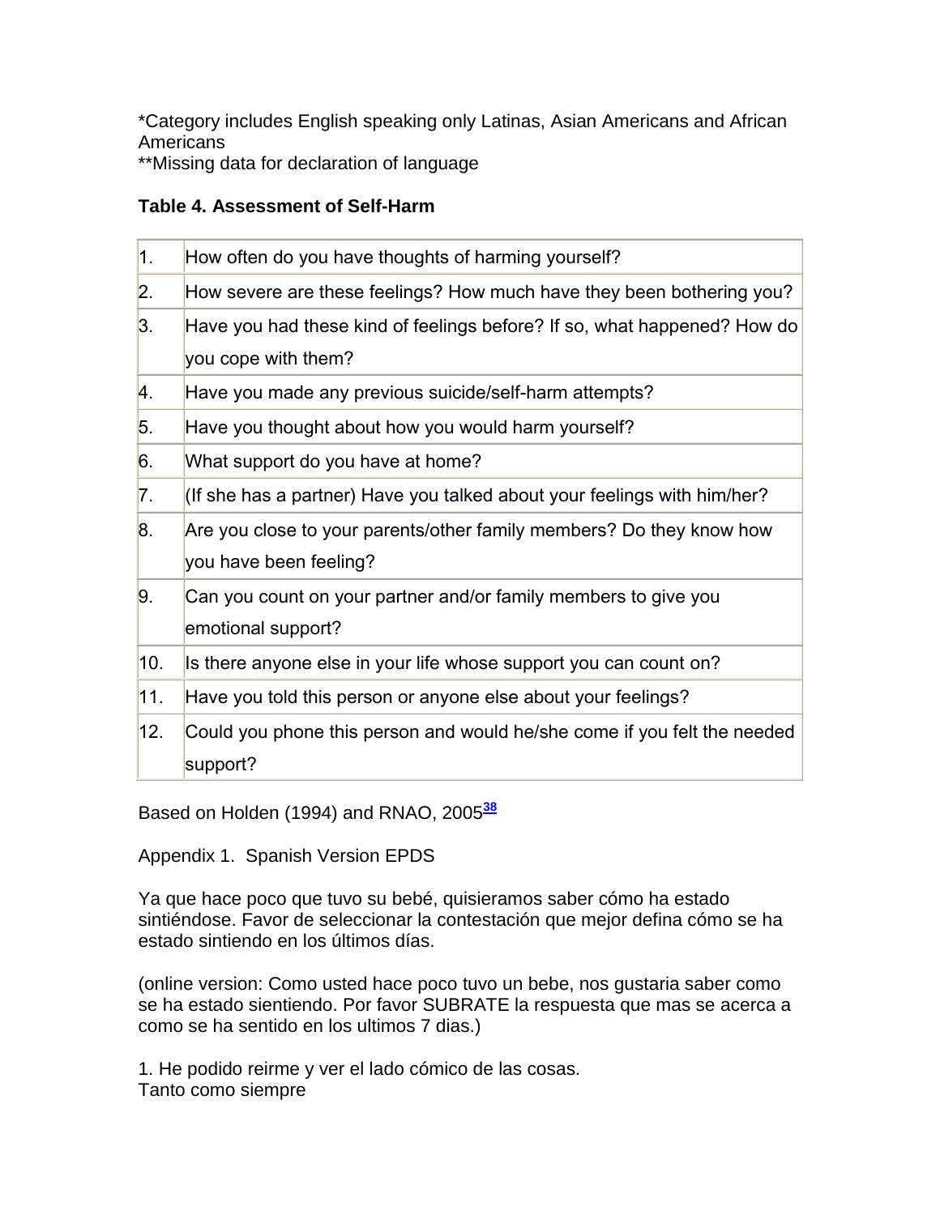*Category includes English speaking only Latinas, Asian Americans and African Americans
**Missing data for declaration of language

**Table 4. Assessment of Self-Harm**

| | |
|---|---|
| 1. | How often do you have thoughts of harming yourself? |
| 2. | How severe are these feelings? How much have they been bothering you? |
| 3. | Have you had these kind of feelings before? If so, what happened? How do you cope with them? |
| 4. | Have you made any previous suicide/self-harm attempts? |
| 5. | Have you thought about how you would harm yourself? |
| 6. | What support do you have at home? |
| 7. | (If she has a partner) Have you talked about your feelings with him/her? |
| 8. | Are you close to your parents/other family members? Do they know how you have been feeling? |
| 9. | Can you count on your partner and/or family members to give you emotional support? |
| 10. | Is there anyone else in your life whose support you can count on? |
| 11. | Have you told this person or anyone else about your feelings? |
| 12. | Could you phone this person and would he/she come if you felt the needed support? |

Based on Holden (1994) and RNAO, 2005[38]

Appendix 1. Spanish Version EPDS

Ya que hace poco que tuvo su bebé, quisieramos saber cómo ha estado sintiéndose. Favor de seleccionar la contestación que mejor defina cómo se ha estado sintiendo en los últimos días.

(online version: Como usted hace poco tuvo un bebe, nos gustaria saber como se ha estado sientiendo. Por favor SUBRATE la respuesta que mas se acerca a como se ha sentido en los ultimos 7 dias.)

1. He podido reirme y ver el lado cómico de las cosas.
Tanto como siempre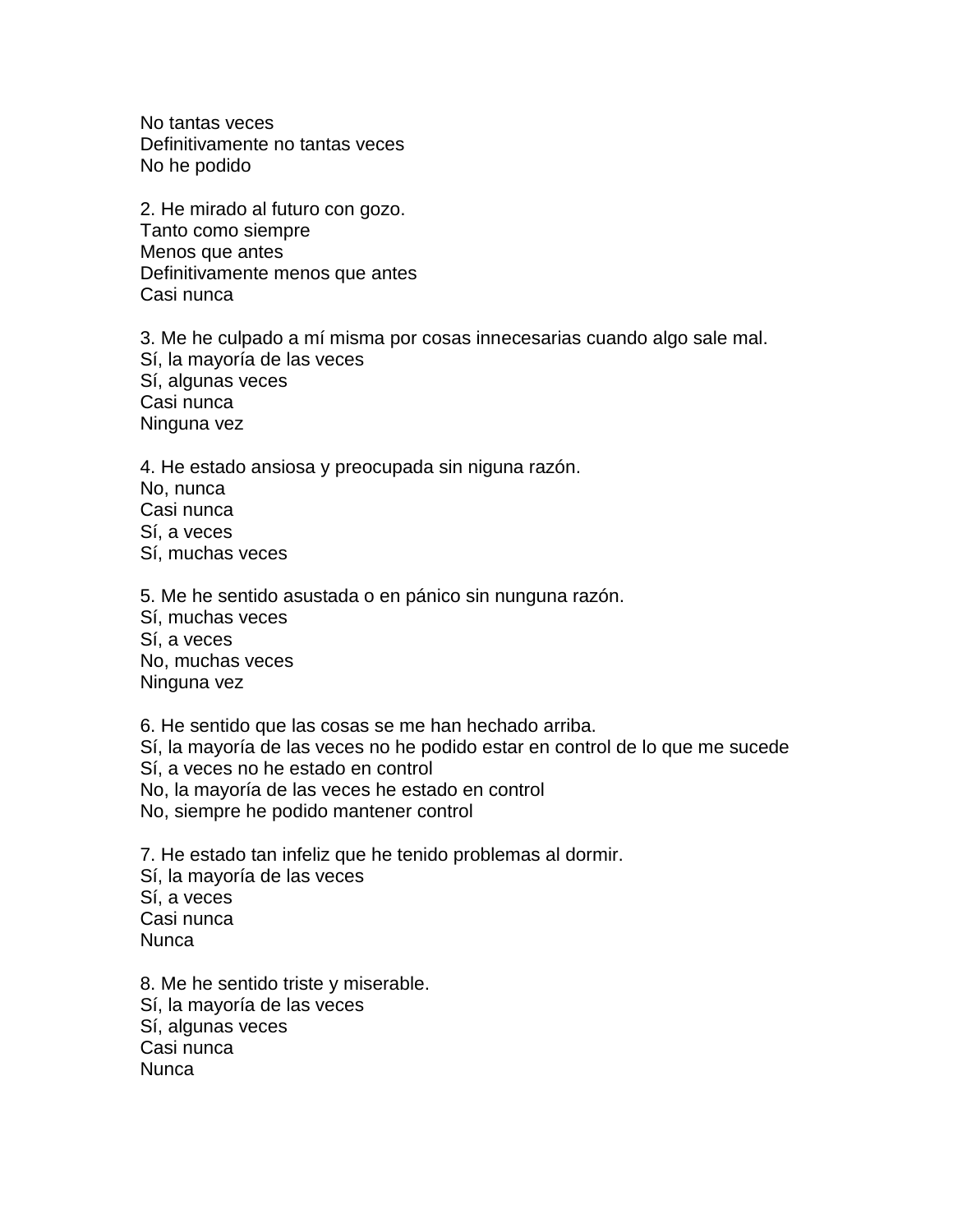No tantas veces
Definitivamente no tantas veces
No he podido

2. He mirado al futuro con gozo.
Tanto como siempre
Menos que antes
Definitivamente menos que antes
Casi nunca

3. Me he culpado a mí misma por cosas innecesarias cuando algo sale mal.
Sí, la mayoría de las veces
Sí, algunas veces
Casi nunca
Ninguna vez

4. He estado ansiosa y preocupada sin niguna razón.
No, nunca
Casi nunca
Sí, a veces
Sí, muchas veces

5. Me he sentido asustada o en pánico sin nunguna razón.
Sí, muchas veces
Sí, a veces
No, muchas veces
Ninguna vez

6. He sentido que las cosas se me han hechado arriba.
Sí, la mayoría de las veces no he podido estar en control de lo que me sucede
Sí, a veces no he estado en control
No, la mayoría de las veces he estado en control
No, siempre he podido mantener control

7. He estado tan infeliz que he tenido problemas al dormir.
Sí, la mayoría de las veces
Sí, a veces
Casi nunca
Nunca

8. Me he sentido triste y miserable.
Sí, la mayoría de las veces
Sí, algunas veces
Casi nunca
Nunca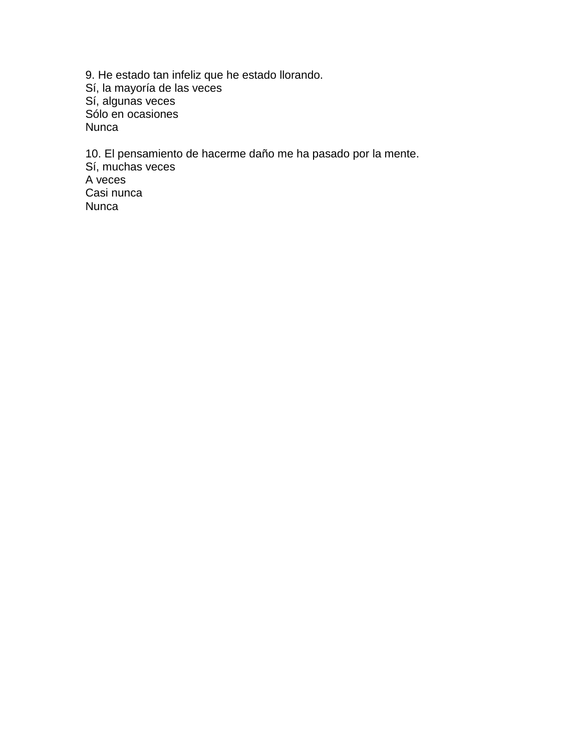9. He estado tan infeliz que he estado llorando.
Sí, la mayoría de las veces
Sí, algunas veces
Sólo en ocasiones
Nunca

10. El pensamiento de hacerme daño me ha pasado por la mente.
Sí, muchas veces
A veces
Casi nunca
Nunca